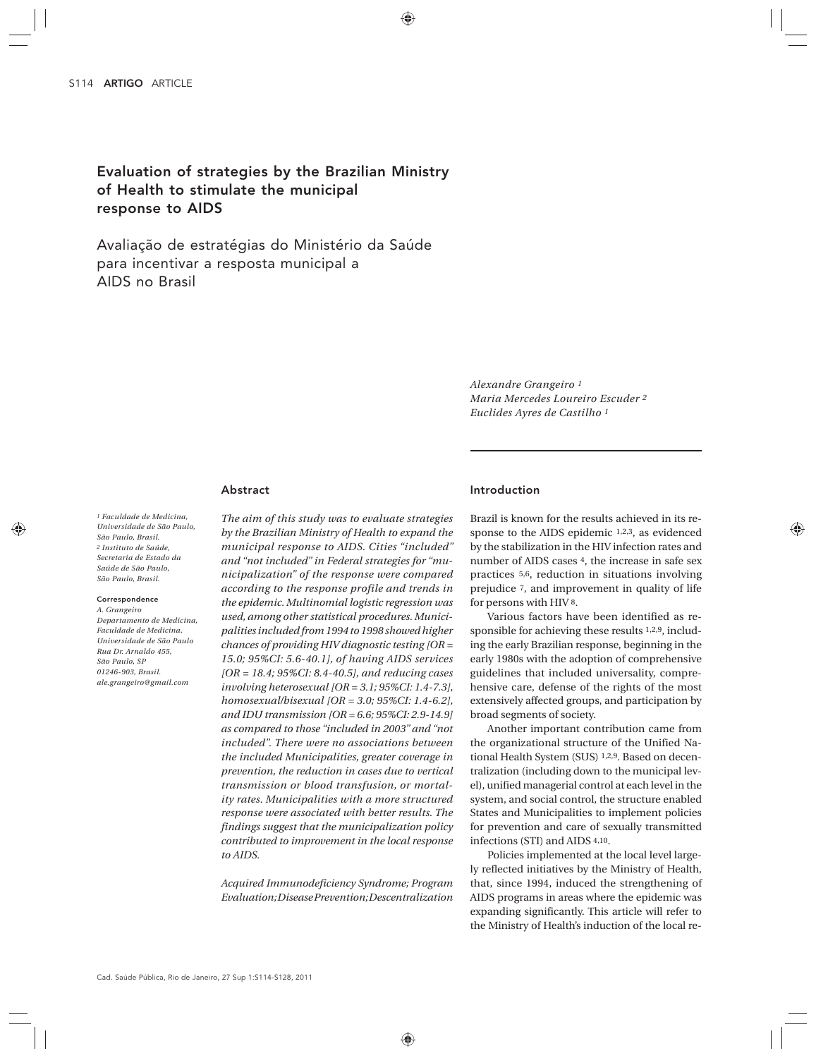# Evaluation of strategies by the Brazilian Ministry of Health to stimulate the municipal response to AIDS

## Avaliação de estratégias do Ministério da Saúde para incentivar a resposta municipal a AIDS no Brasil

*Alexandre Grangeiro* [1]
*Maria Mercedes Loureiro Escuder* [2]
*Euclides Ayres de Castilho* [1]

[1] *Faculdade de Medicina, Universidade de São Paulo, São Paulo, Brasil.*
[2] *Instituto de Saúde, Secretaria de Estado da Saúde de São Paulo, São Paulo, Brasil.*

**Correspondence**
*A. Grangeiro*
*Departamento de Medicina, Faculdade de Medicina, Universidade de São Paulo*
*Rua Dr. Arnaldo 455, São Paulo, SP*
*01246-903, Brasil.*
*ale.grangeiro@gmail.com*

### Abstract

*The aim of this study was to evaluate strategies by the Brazilian Ministry of Health to expand the municipal response to AIDS. Cities "included" and "not included" in Federal strategies for "municipalization" of the response were compared according to the response profile and trends in the epidemic. Multinomial logistic regression was used, among other statistical procedures. Municipalities included from 1994 to 1998 showed higher chances of providing HIV diagnostic testing [OR = 15.0; 95%CI: 5.6-40.1], of having AIDS services [OR = 18.4; 95%CI: 8.4-40.5], and reducing cases involving heterosexual [OR = 3.1; 95%CI: 1.4-7.3], homosexual/bisexual [OR = 3.0; 95%CI: 1.4-6.2], and IDU transmission [OR = 6.6; 95%CI: 2.9-14.9] as compared to those "included in 2003" and "not included". There were no associations between the included Municipalities, greater coverage in prevention, the reduction in cases due to vertical transmission or blood transfusion, or mortality rates. Municipalities with a more structured response were associated with better results. The findings suggest that the municipalization policy contributed to improvement in the local response to AIDS.*

*Acquired Immunodeficiency Syndrome; Program Evaluation; Disease Prevention; Descentralization*

### Introduction

Brazil is known for the results achieved in its response to the AIDS epidemic [1,2,3], as evidenced by the stabilization in the HIV infection rates and number of AIDS cases [4], the increase in safe sex practices [5,6], reduction in situations involving prejudice [7], and improvement in quality of life for persons with HIV [8].

Various factors have been identified as responsible for achieving these results [1,2,9], including the early Brazilian response, beginning in the early 1980s with the adoption of comprehensive guidelines that included universality, comprehensive care, defense of the rights of the most extensively affected groups, and participation by broad segments of society.

Another important contribution came from the organizational structure of the Unified National Health System (SUS) [1,2,9]. Based on decentralization (including down to the municipal level), unified managerial control at each level in the system, and social control, the structure enabled States and Municipalities to implement policies for prevention and care of sexually transmitted infections (STI) and AIDS [4,10].

Policies implemented at the local level largely reflected initiatives by the Ministry of Health, that, since 1994, induced the strengthening of AIDS programs in areas where the epidemic was expanding significantly. This article will refer to the Ministry of Health's induction of the local re-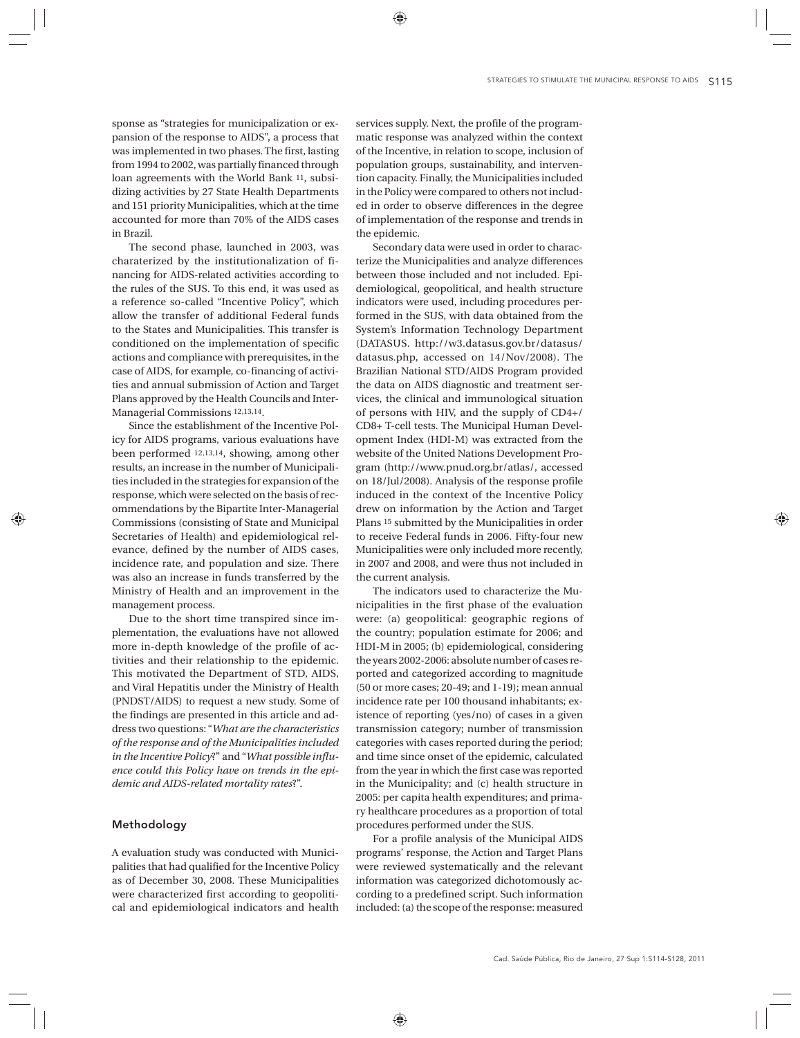sponse as "strategies for municipalization or expansion of the response to AIDS", a process that was implemented in two phases. The first, lasting from 1994 to 2002, was partially financed through loan agreements with the World Bank [11], subsidizing activities by 27 State Health Departments and 151 priority Municipalities, which at the time accounted for more than 70% of the AIDS cases in Brazil.

The second phase, launched in 2003, was charaterized by the institutionalization of financing for AIDS-related activities according to the rules of the SUS. To this end, it was used as a reference so-called "Incentive Policy", which allow the transfer of additional Federal funds to the States and Municipalities. This transfer is conditioned on the implementation of specific actions and compliance with prerequisites, in the case of AIDS, for example, co-financing of activities and annual submission of Action and Target Plans approved by the Health Councils and Inter-Managerial Commissions [12,13,14].

Since the establishment of the Incentive Policy for AIDS programs, various evaluations have been performed [12,13,14], showing, among other results, an increase in the number of Municipalities included in the strategies for expansion of the response, which were selected on the basis of recommendations by the Bipartite Inter-Managerial Commissions (consisting of State and Municipal Secretaries of Health) and epidemiological relevance, defined by the number of AIDS cases, incidence rate, and population and size. There was also an increase in funds transferred by the Ministry of Health and an improvement in the management process.

Due to the short time transpired since implementation, the evaluations have not allowed more in-depth knowledge of the profile of activities and their relationship to the epidemic. This motivated the Department of STD, AIDS, and Viral Hepatitis under the Ministry of Health (PNDST/AIDS) to request a new study. Some of the findings are presented in this article and address two questions: "*What are the characteristics of the response and of the Municipalities included in the Incentive Policy*?" and "*What possible influence could this Policy have on trends in the epidemic and AIDS-related mortality rates*?".

## Methodology

A evaluation study was conducted with Municipalities that had qualified for the Incentive Policy as of December 30, 2008. These Municipalities were characterized first according to geopolitical and epidemiological indicators and health services supply. Next, the profile of the programmatic response was analyzed within the context of the Incentive, in relation to scope, inclusion of population groups, sustainability, and intervention capacity. Finally, the Municipalities included in the Policy were compared to others not included in order to observe differences in the degree of implementation of the response and trends in the epidemic.

Secondary data were used in order to characterize the Municipalities and analyze differences between those included and not included. Epidemiological, geopolitical, and health structure indicators were used, including procedures performed in the SUS, with data obtained from the System's Information Technology Department (DATASUS. http://w3.datasus.gov.br/datasus/datasus.php, accessed on 14/Nov/2008). The Brazilian National STD/AIDS Program provided the data on AIDS diagnostic and treatment services, the clinical and immunological situation of persons with HIV, and the supply of CD4+/CD8+ T-cell tests. The Municipal Human Development Index (HDI-M) was extracted from the website of the United Nations Development Program (http://www.pnud.org.br/atlas/, accessed on 18/Jul/2008). Analysis of the response profile induced in the context of the Incentive Policy drew on information by the Action and Target Plans [15] submitted by the Municipalities in order to receive Federal funds in 2006. Fifty-four new Municipalities were only included more recently, in 2007 and 2008, and were thus not included in the current analysis.

The indicators used to characterize the Municipalities in the first phase of the evaluation were: (a) geopolitical: geographic regions of the country; population estimate for 2006; and HDI-M in 2005; (b) epidemiological, considering the years 2002-2006: absolute number of cases reported and categorized according to magnitude (50 or more cases; 20-49; and 1-19); mean annual incidence rate per 100 thousand inhabitants; existence of reporting (yes/no) of cases in a given transmission category; number of transmission categories with cases reported during the period; and time since onset of the epidemic, calculated from the year in which the first case was reported in the Municipality; and (c) health structure in 2005: per capita health expenditures; and primary healthcare procedures as a proportion of total procedures performed under the SUS.

For a profile analysis of the Municipal AIDS programs' response, the Action and Target Plans were reviewed systematically and the relevant information was categorized dichotomously according to a predefined script. Such information included: (a) the scope of the response: measured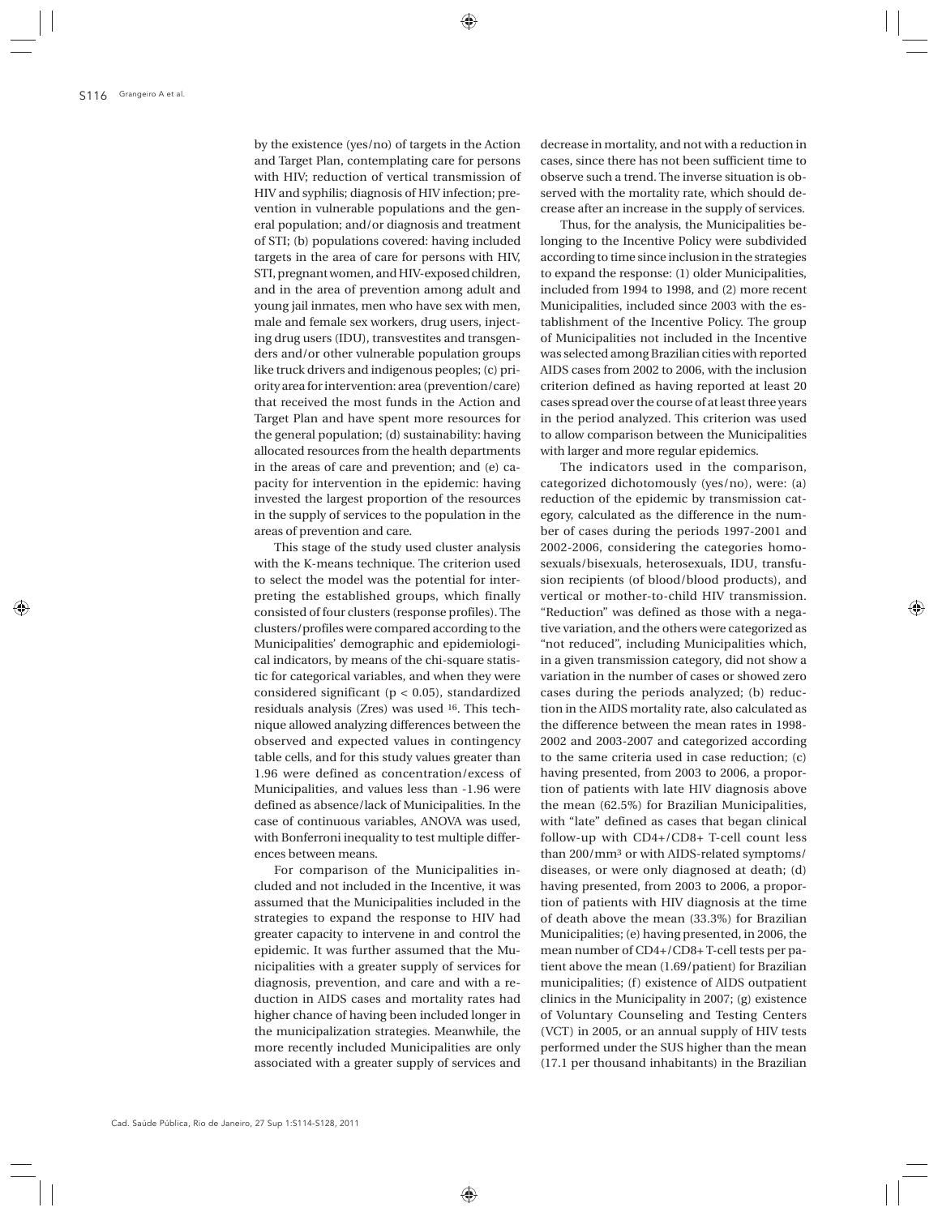by the existence (yes/no) of targets in the Action and Target Plan, contemplating care for persons with HIV; reduction of vertical transmission of HIV and syphilis; diagnosis of HIV infection; prevention in vulnerable populations and the general population; and/or diagnosis and treatment of STI; (b) populations covered: having included targets in the area of care for persons with HIV, STI, pregnant women, and HIV-exposed children, and in the area of prevention among adult and young jail inmates, men who have sex with men, male and female sex workers, drug users, injecting drug users (IDU), transvestites and transgenders and/or other vulnerable population groups like truck drivers and indigenous peoples; (c) priority area for intervention: area (prevention/care) that received the most funds in the Action and Target Plan and have spent more resources for the general population; (d) sustainability: having allocated resources from the health departments in the areas of care and prevention; and (e) capacity for intervention in the epidemic: having invested the largest proportion of the resources in the supply of services to the population in the areas of prevention and care.

This stage of the study used cluster analysis with the K-means technique. The criterion used to select the model was the potential for interpreting the established groups, which finally consisted of four clusters (response profiles). The clusters/profiles were compared according to the Municipalities' demographic and epidemiological indicators, by means of the chi-square statistic for categorical variables, and when they were considered significant ($p < 0.05$), standardized residuals analysis (Zres) was used [16]. This technique allowed analyzing differences between the observed and expected values in contingency table cells, and for this study values greater than 1.96 were defined as concentration/excess of Municipalities, and values less than -1.96 were defined as absence/lack of Municipalities. In the case of continuous variables, ANOVA was used, with Bonferroni inequality to test multiple differences between means.

For comparison of the Municipalities included and not included in the Incentive, it was assumed that the Municipalities included in the strategies to expand the response to HIV had greater capacity to intervene in and control the epidemic. It was further assumed that the Municipalities with a greater supply of services for diagnosis, prevention, and care and with a reduction in AIDS cases and mortality rates had higher chance of having been included longer in the municipalization strategies. Meanwhile, the more recently included Municipalities are only associated with a greater supply of services and decrease in mortality, and not with a reduction in cases, since there has not been sufficient time to observe such a trend. The inverse situation is observed with the mortality rate, which should decrease after an increase in the supply of services.

Thus, for the analysis, the Municipalities belonging to the Incentive Policy were subdivided according to time since inclusion in the strategies to expand the response: (1) older Municipalities, included from 1994 to 1998, and (2) more recent Municipalities, included since 2003 with the establishment of the Incentive Policy. The group of Municipalities not included in the Incentive was selected among Brazilian cities with reported AIDS cases from 2002 to 2006, with the inclusion criterion defined as having reported at least 20 cases spread over the course of at least three years in the period analyzed. This criterion was used to allow comparison between the Municipalities with larger and more regular epidemics.

The indicators used in the comparison, categorized dichotomously (yes/no), were: (a) reduction of the epidemic by transmission category, calculated as the difference in the number of cases during the periods 1997-2001 and 2002-2006, considering the categories homosexuals/bisexuals, heterosexuals, IDU, transfusion recipients (of blood/blood products), and vertical or mother-to-child HIV transmission. "Reduction" was defined as those with a negative variation, and the others were categorized as "not reduced", including Municipalities which, in a given transmission category, did not show a variation in the number of cases or showed zero cases during the periods analyzed; (b) reduction in the AIDS mortality rate, also calculated as the difference between the mean rates in 1998-2002 and 2003-2007 and categorized according to the same criteria used in case reduction; (c) having presented, from 2003 to 2006, a proportion of patients with late HIV diagnosis above the mean (62.5%) for Brazilian Municipalities, with "late" defined as cases that began clinical follow-up with CD4+/CD8+ T-cell count less than 200/mm$^3$ or with AIDS-related symptoms/diseases, or were only diagnosed at death; (d) having presented, from 2003 to 2006, a proportion of patients with HIV diagnosis at the time of death above the mean (33.3%) for Brazilian Municipalities; (e) having presented, in 2006, the mean number of CD4+/CD8+ T-cell tests per patient above the mean (1.69/patient) for Brazilian municipalities; (f) existence of AIDS outpatient clinics in the Municipality in 2007; (g) existence of Voluntary Counseling and Testing Centers (VCT) in 2005, or an annual supply of HIV tests performed under the SUS higher than the mean (17.1 per thousand inhabitants) in the Brazilian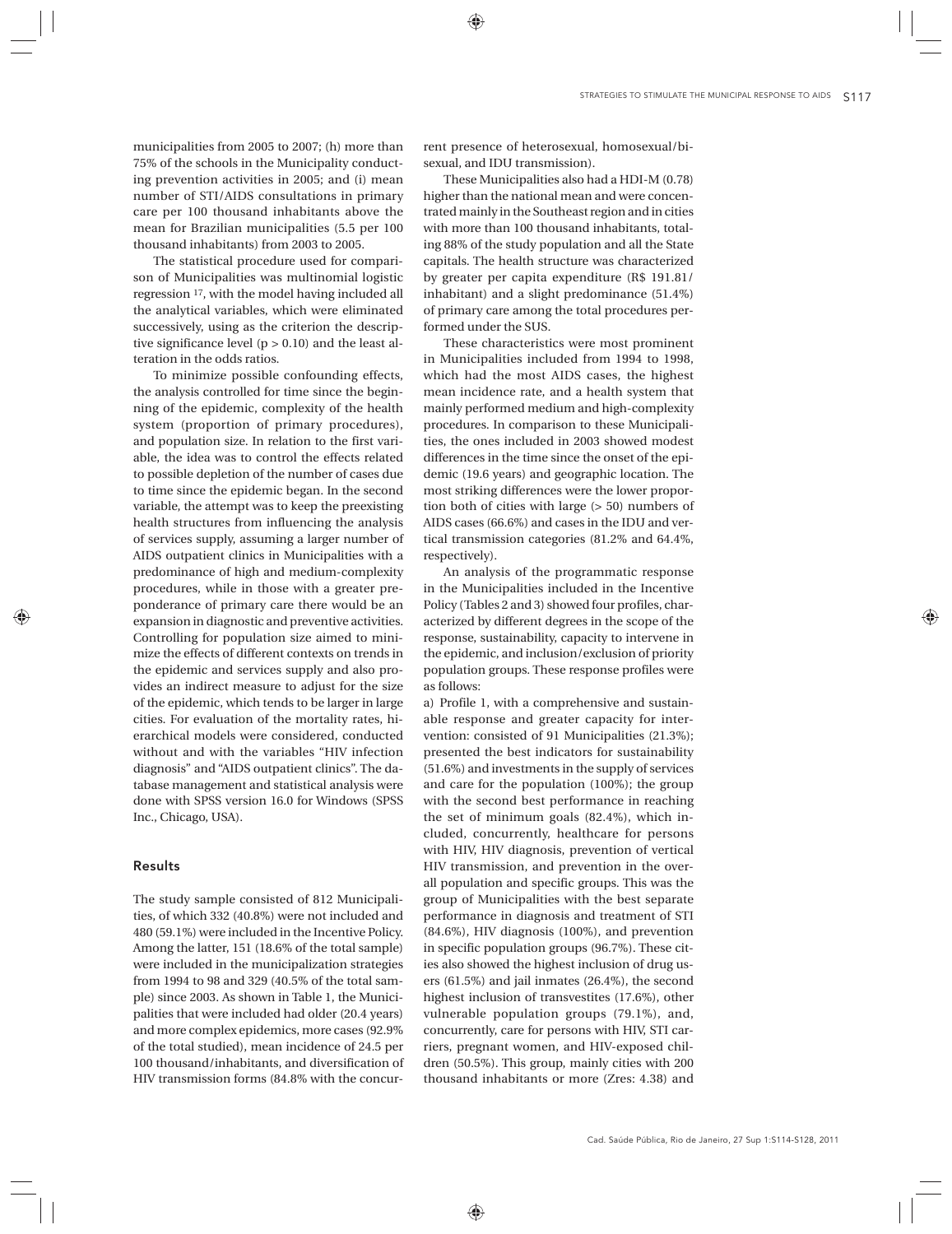municipalities from 2005 to 2007; (h) more than 75% of the schools in the Municipality conducting prevention activities in 2005; and (i) mean number of STI/AIDS consultations in primary care per 100 thousand inhabitants above the mean for Brazilian municipalities (5.5 per 100 thousand inhabitants) from 2003 to 2005.

The statistical procedure used for comparison of Municipalities was multinomial logistic regression [17], with the model having included all the analytical variables, which were eliminated successively, using as the criterion the descriptive significance level ($p > 0.10$) and the least alteration in the odds ratios.

To minimize possible confounding effects, the analysis controlled for time since the beginning of the epidemic, complexity of the health system (proportion of primary procedures), and population size. In relation to the first variable, the idea was to control the effects related to possible depletion of the number of cases due to time since the epidemic began. In the second variable, the attempt was to keep the preexisting health structures from influencing the analysis of services supply, assuming a larger number of AIDS outpatient clinics in Municipalities with a predominance of high and medium-complexity procedures, while in those with a greater preponderance of primary care there would be an expansion in diagnostic and preventive activities. Controlling for population size aimed to minimize the effects of different contexts on trends in the epidemic and services supply and also provides an indirect measure to adjust for the size of the epidemic, which tends to be larger in large cities. For evaluation of the mortality rates, hierarchical models were considered, conducted without and with the variables "HIV infection diagnosis" and "AIDS outpatient clinics". The database management and statistical analysis were done with SPSS version 16.0 for Windows (SPSS Inc., Chicago, USA).

## Results

The study sample consisted of 812 Municipalities, of which 332 (40.8%) were not included and 480 (59.1%) were included in the Incentive Policy. Among the latter, 151 (18.6% of the total sample) were included in the municipalization strategies from 1994 to 98 and 329 (40.5% of the total sample) since 2003. As shown in Table 1, the Municipalities that were included had older (20.4 years) and more complex epidemics, more cases (92.9% of the total studied), mean incidence of 24.5 per 100 thousand/inhabitants, and diversification of HIV transmission forms (84.8% with the concurrent presence of heterosexual, homosexual/bisexual, and IDU transmission).

These Municipalities also had a HDI-M (0.78) higher than the national mean and were concentrated mainly in the Southeast region and in cities with more than 100 thousand inhabitants, totaling 88% of the study population and all the State capitals. The health structure was characterized by greater per capita expenditure (R$ 191.81/inhabitant) and a slight predominance (51.4%) of primary care among the total procedures performed under the SUS.

These characteristics were most prominent in Municipalities included from 1994 to 1998, which had the most AIDS cases, the highest mean incidence rate, and a health system that mainly performed medium and high-complexity procedures. In comparison to these Municipalities, the ones included in 2003 showed modest differences in the time since the onset of the epidemic (19.6 years) and geographic location. The most striking differences were the lower proportion both of cities with large (> 50) numbers of AIDS cases (66.6%) and cases in the IDU and vertical transmission categories (81.2% and 64.4%, respectively).

An analysis of the programmatic response in the Municipalities included in the Incentive Policy (Tables 2 and 3) showed four profiles, characterized by different degrees in the scope of the response, sustainability, capacity to intervene in the epidemic, and inclusion/exclusion of priority population groups. These response profiles were as follows:

a) Profile 1, with a comprehensive and sustainable response and greater capacity for intervention: consisted of 91 Municipalities (21.3%); presented the best indicators for sustainability (51.6%) and investments in the supply of services and care for the population (100%); the group with the second best performance in reaching the set of minimum goals (82.4%), which included, concurrently, healthcare for persons with HIV, HIV diagnosis, prevention of vertical HIV transmission, and prevention in the overall population and specific groups. This was the group of Municipalities with the best separate performance in diagnosis and treatment of STI (84.6%), HIV diagnosis (100%), and prevention in specific population groups (96.7%). These cities also showed the highest inclusion of drug users (61.5%) and jail inmates (26.4%), the second highest inclusion of transvestites (17.6%), other vulnerable population groups (79.1%), and, concurrently, care for persons with HIV, STI carriers, pregnant women, and HIV-exposed children (50.5%). This group, mainly cities with 200 thousand inhabitants or more (Zres: 4.38) and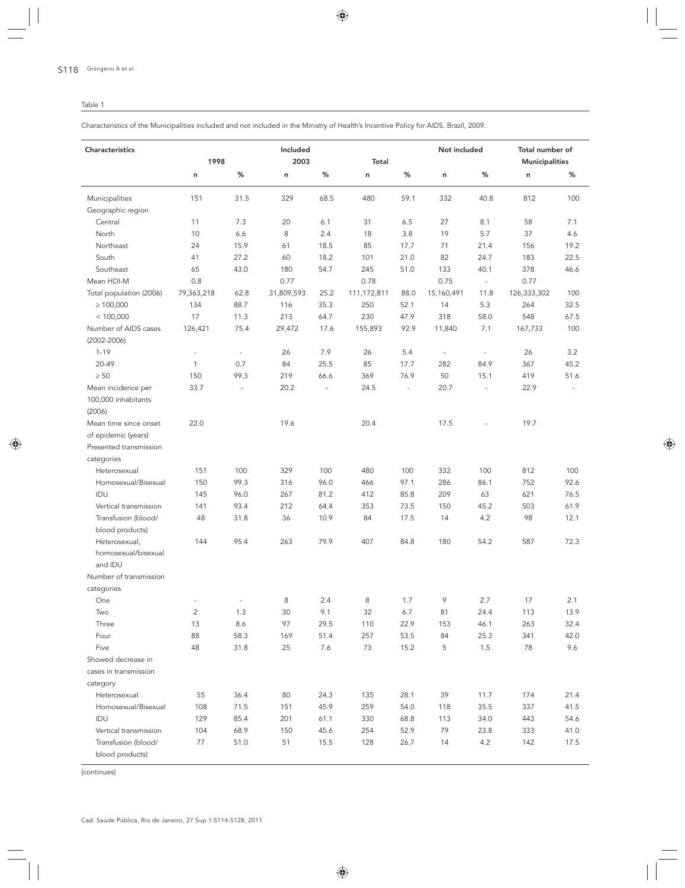Table 1

Characteristics of the Municipalities included and not included in the Ministry of Health's Incentive Policy for AIDS. Brazil, 2009.

| Characteristics | Included | | | | | | Not included | | Total number of Municipalities | |
|---|---|---|---|---|---|---|---|---|---|---|
| | 1998 | | 2003 | | Total | | | | | |
| | n | % | n | % | n | % | n | % | n | % |
| Municipalities | 151 | 31.5 | 329 | 68.5 | 480 | 59.1 | 332 | 40.8 | 812 | 100 |
| Geographic region | | | | | | | | | | |
| Central | 11 | 7.3 | 20 | 6.1 | 31 | 6.5 | 27 | 8.1 | 58 | 7.1 |
| North | 10 | 6.6 | 8 | 2.4 | 18 | 3.8 | 19 | 5.7 | 37 | 4.6 |
| Northeast | 24 | 15.9 | 61 | 18.5 | 85 | 17.7 | 71 | 21.4 | 156 | 19.2 |
| South | 41 | 27.2 | 60 | 18.2 | 101 | 21.0 | 82 | 24.7 | 183 | 22.5 |
| Southeast | 65 | 43.0 | 180 | 54.7 | 245 | 51.0 | 133 | 40.1 | 378 | 46.6 |
| Mean HDI-M | 0.8 | | 0.77 | | 0.78 | | 0.75 | - | 0.77 | |
| Total population (2006) | 79,363,218 | 62.8 | 31,809,593 | 25.2 | 111,172,811 | 88.0 | 15,160,491 | 11.8 | 126,333,302 | 100 |
| ≥ 100,000 | 134 | 88.7 | 116 | 35.3 | 250 | 52.1 | 14 | 5.3 | 264 | 32.5 |
| < 100,000 | 17 | 11.3 | 213 | 64.7 | 230 | 47.9 | 318 | 58.0 | 548 | 67.5 |
| Number of AIDS cases (2002-2006) | 126,421 | 75.4 | 29,472 | 17.6 | 155,893 | 92.9 | 11,840 | 7.1 | 167,733 | 100 |
| 1-19 | - | - | 26 | 7.9 | 26 | 5.4 | - | - | 26 | 3.2 |
| 20-49 | 1 | 0.7 | 84 | 25.5 | 85 | 17.7 | 282 | 84.9 | 367 | 45.2 |
| ≥ 50 | 150 | 99.3 | 219 | 66.6 | 369 | 76.9 | 50 | 15.1 | 419 | 51.6 |
| Mean incidence per 100,000 inhabitants (2006) | 33.7 | - | 20.2 | - | 24.5 | - | 20.7 | - | 22.9 | - |
| Mean time since onset of epidemic (years) | 22.0 | | 19.6 | | 20.4 | | 17.5 | - | 19.7 | |
| Presented transmission categories | | | | | | | | | | |
| Heterosexual | 151 | 100 | 329 | 100 | 480 | 100 | 332 | 100 | 812 | 100 |
| Homosexual/Bisexual | 150 | 99.3 | 316 | 96.0 | 466 | 97.1 | 286 | 86.1 | 752 | 92.6 |
| IDU | 145 | 96.0 | 267 | 81.2 | 412 | 85.8 | 209 | 63 | 621 | 76.5 |
| Vertical transmission | 141 | 93.4 | 212 | 64.4 | 353 | 73.5 | 150 | 45.2 | 503 | 61.9 |
| Transfusion (blood/ blood products) | 48 | 31.8 | 36 | 10.9 | 84 | 17.5 | 14 | 4.2 | 98 | 12.1 |
| Heterosexual, homosexual/bisexual and IDU | 144 | 95.4 | 263 | 79.9 | 407 | 84.8 | 180 | 54.2 | 587 | 72.3 |
| Number of transmission categories | | | | | | | | | | |
| One | - | - | 8 | 2.4 | 8 | 1.7 | 9 | 2.7 | 17 | 2.1 |
| Two | 2 | 1.3 | 30 | 9.1 | 32 | 6.7 | 81 | 24.4 | 113 | 13.9 |
| Three | 13 | 8.6 | 97 | 29.5 | 110 | 22.9 | 153 | 46.1 | 263 | 32.4 |
| Four | 88 | 58.3 | 169 | 51.4 | 257 | 53.5 | 84 | 25.3 | 341 | 42.0 |
| Five | 48 | 31.8 | 25 | 7.6 | 73 | 15.2 | 5 | 1.5 | 78 | 9.6 |
| Showed decrease in cases in transmission category | | | | | | | | | | |
| Heterosexual | 55 | 36.4 | 80 | 24.3 | 135 | 28.1 | 39 | 11.7 | 174 | 21.4 |
| Homosexual/Bisexual | 108 | 71.5 | 151 | 45.9 | 259 | 54.0 | 118 | 35.5 | 337 | 41.5 |
| IDU | 129 | 85.4 | 201 | 61.1 | 330 | 68.8 | 113 | 34.0 | 443 | 54.6 |
| Vertical transmission | 104 | 68.9 | 150 | 45.6 | 254 | 52.9 | 79 | 23.8 | 333 | 41.0 |
| Transfusion (blood/ blood products) | 77 | 51.0 | 51 | 15.5 | 128 | 26.7 | 14 | 4.2 | 142 | 17.5 |

(continues)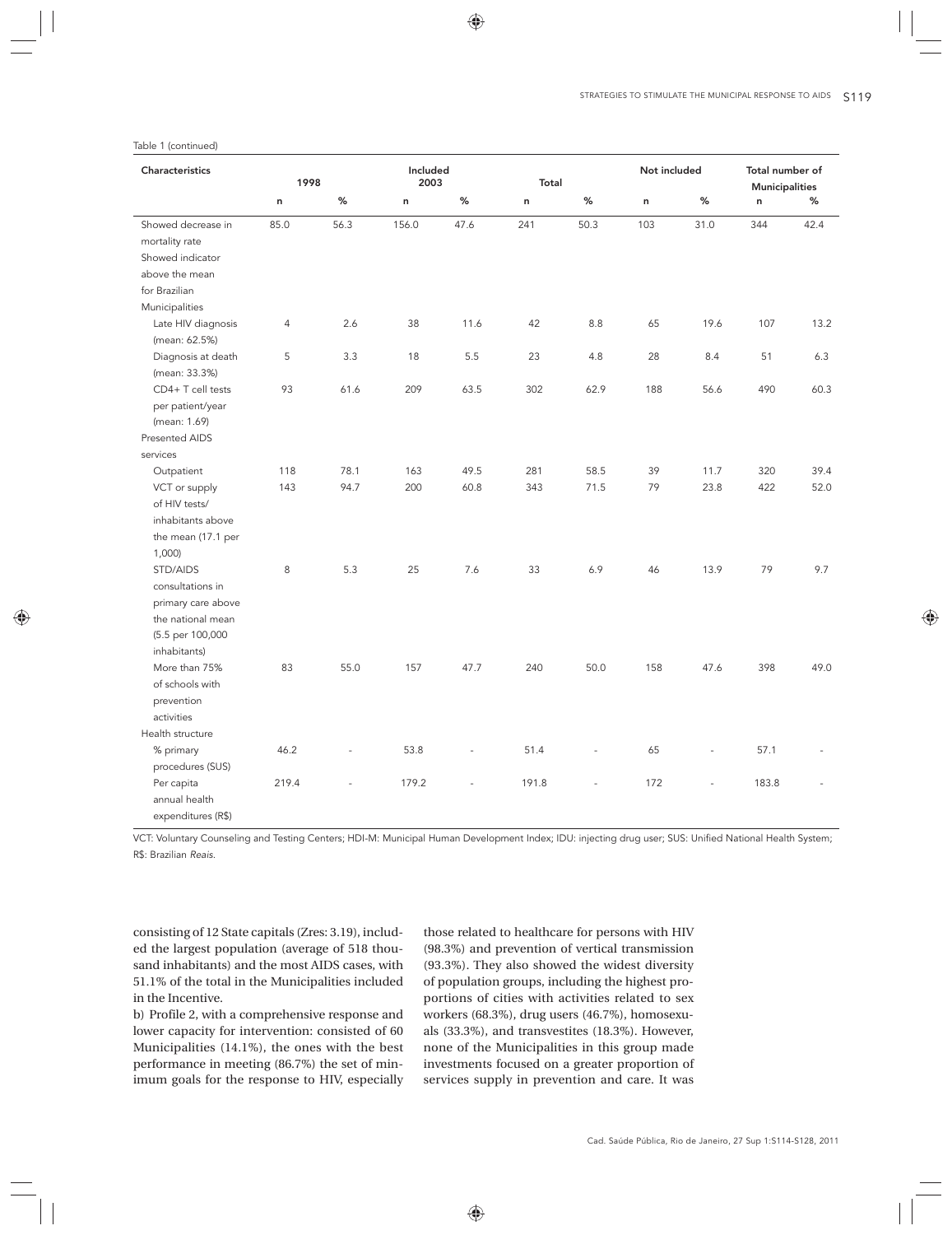Table 1 (continued)

| Characteristics | Included | | | | | | Not included | | Total number of Municipalities | |
|---|---|---|---|---|---|---|---|---|---|---|
| | 1998 | | 2003 | | Total | | | | | |
| | n | % | n | % | n | % | n | % | n | % |
| Showed decrease in mortality rate | 85.0 | 56.3 | 156.0 | 47.6 | 241 | 50.3 | 103 | 31.0 | 344 | 42.4 |
| Showed indicator above the mean for Brazilian Municipalities | | | | | | | | | | |
| Late HIV diagnosis (mean: 62.5%) | 4 | 2.6 | 38 | 11.6 | 42 | 8.8 | 65 | 19.6 | 107 | 13.2 |
| Diagnosis at death (mean: 33.3%) | 5 | 3.3 | 18 | 5.5 | 23 | 4.8 | 28 | 8.4 | 51 | 6.3 |
| CD4+ T cell tests per patient/year (mean: 1.69) | 93 | 61.6 | 209 | 63.5 | 302 | 62.9 | 188 | 56.6 | 490 | 60.3 |
| Presented AIDS services | | | | | | | | | | |
| Outpatient | 118 | 78.1 | 163 | 49.5 | 281 | 58.5 | 39 | 11.7 | 320 | 39.4 |
| VCT or supply of HIV tests/ inhabitants above the mean (17.1 per 1,000) | 143 | 94.7 | 200 | 60.8 | 343 | 71.5 | 79 | 23.8 | 422 | 52.0 |
| STD/AIDS consultations in primary care above the national mean (5.5 per 100,000 inhabitants) | 8 | 5.3 | 25 | 7.6 | 33 | 6.9 | 46 | 13.9 | 79 | 9.7 |
| More than 75% of schools with prevention activities | 83 | 55.0 | 157 | 47.7 | 240 | 50.0 | 158 | 47.6 | 398 | 49.0 |
| Health structure | | | | | | | | | | |
| % primary procedures (SUS) | 46.2 | - | 53.8 | - | 51.4 | - | 65 | - | 57.1 | - |
| Per capita annual health expenditures (R$) | 219.4 | - | 179.2 | - | 191.8 | - | 172 | - | 183.8 | - |

VCT: Voluntary Counseling and Testing Centers; HDI-M: Municipal Human Development Index; IDU: injecting drug user; SUS: Unified National Health System; R$: Brazilian *Reais*.

consisting of 12 State capitals (Zres: 3.19), included the largest population (average of 518 thousand inhabitants) and the most AIDS cases, with 51.1% of the total in the Municipalities included in the Incentive.

b) Profile 2, with a comprehensive response and lower capacity for intervention: consisted of 60 Municipalities (14.1%), the ones with the best performance in meeting (86.7%) the set of minimum goals for the response to HIV, especially those related to healthcare for persons with HIV (98.3%) and prevention of vertical transmission (93.3%). They also showed the widest diversity of population groups, including the highest proportions of cities with activities related to sex workers (68.3%), drug users (46.7%), homosexuals (33.3%), and transvestites (18.3%). However, none of the Municipalities in this group made investments focused on a greater proportion of services supply in prevention and care. It was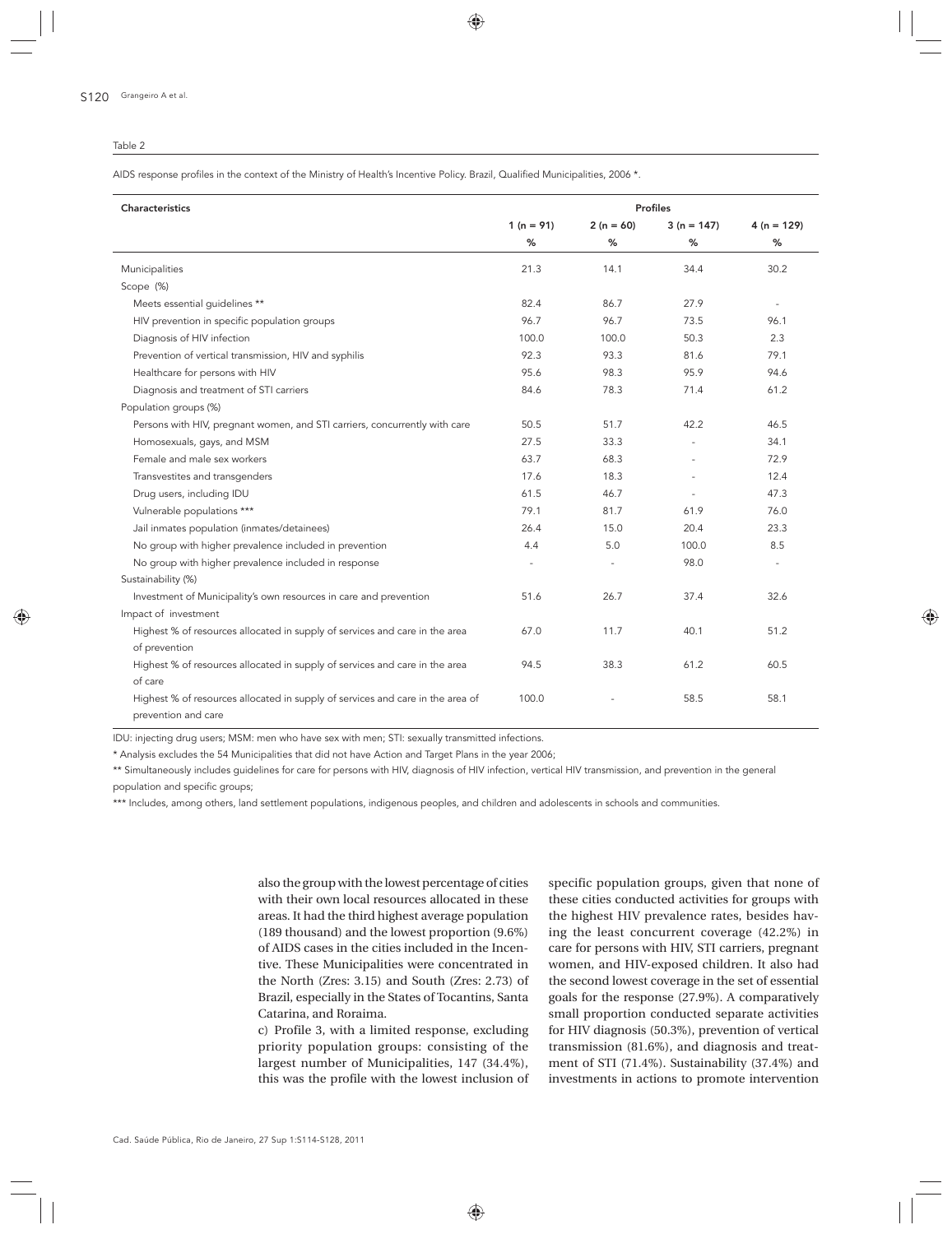Table 2

AIDS response profiles in the context of the Ministry of Health's Incentive Policy. Brazil, Qualified Municipalities, 2006 *.

| Characteristics | Profiles | | | |
|---|---|---|---|---|
| | 1 (n = 91) | 2 (n = 60) | 3 (n = 147) | 4 (n = 129) |
| | % | % | % | % |
| Municipalities | 21.3 | 14.1 | 34.4 | 30.2 |
| Scope (%) | | | | |
| Meets essential guidelines ** | 82.4 | 86.7 | 27.9 | - |
| HIV prevention in specific population groups | 96.7 | 96.7 | 73.5 | 96.1 |
| Diagnosis of HIV infection | 100.0 | 100.0 | 50.3 | 2.3 |
| Prevention of vertical transmission, HIV and syphilis | 92.3 | 93.3 | 81.6 | 79.1 |
| Healthcare for persons with HIV | 95.6 | 98.3 | 95.9 | 94.6 |
| Diagnosis and treatment of STI carriers | 84.6 | 78.3 | 71.4 | 61.2 |
| Population groups (%) | | | | |
| Persons with HIV, pregnant women, and STI carriers, concurrently with care | 50.5 | 51.7 | 42.2 | 46.5 |
| Homosexuals, gays, and MSM | 27.5 | 33.3 | - | 34.1 |
| Female and male sex workers | 63.7 | 68.3 | - | 72.9 |
| Transvestites and transgenders | 17.6 | 18.3 | - | 12.4 |
| Drug users, including IDU | 61.5 | 46.7 | - | 47.3 |
| Vulnerable populations *** | 79.1 | 81.7 | 61.9 | 76.0 |
| Jail inmates population (inmates/detainees) | 26.4 | 15.0 | 20.4 | 23.3 |
| No group with higher prevalence included in prevention | 4.4 | 5.0 | 100.0 | 8.5 |
| No group with higher prevalence included in response | - | - | 98.0 | - |
| Sustainability (%) | | | | |
| Investment of Municipality's own resources in care and prevention | 51.6 | 26.7 | 37.4 | 32.6 |
| Impact of investment | | | | |
| Highest % of resources allocated in supply of services and care in the area of prevention | 67.0 | 11.7 | 40.1 | 51.2 |
| Highest % of resources allocated in supply of services and care in the area of care | 94.5 | 38.3 | 61.2 | 60.5 |
| Highest % of resources allocated in supply of services and care in the area of prevention and care | 100.0 | - | 58.5 | 58.1 |

IDU: injecting drug users; MSM: men who have sex with men; STI: sexually transmitted infections.

* Analysis excludes the 54 Municipalities that did not have Action and Target Plans in the year 2006;

** Simultaneously includes guidelines for care for persons with HIV, diagnosis of HIV infection, vertical HIV transmission, and prevention in the general population and specific groups;

*** Includes, among others, land settlement populations, indigenous peoples, and children and adolescents in schools and communities.

also the group with the lowest percentage of cities with their own local resources allocated in these areas. It had the third highest average population (189 thousand) and the lowest proportion (9.6%) of AIDS cases in the cities included in the Incentive. These Municipalities were concentrated in the North (Zres: 3.15) and South (Zres: 2.73) of Brazil, especially in the States of Tocantins, Santa Catarina, and Roraima.

c) Profile 3, with a limited response, excluding priority population groups: consisting of the largest number of Municipalities, 147 (34.4%), this was the profile with the lowest inclusion of specific population groups, given that none of these cities conducted activities for groups with the highest HIV prevalence rates, besides having the least concurrent coverage (42.2%) in care for persons with HIV, STI carriers, pregnant women, and HIV-exposed children. It also had the second lowest coverage in the set of essential goals for the response (27.9%). A comparatively small proportion conducted separate activities for HIV diagnosis (50.3%), prevention of vertical transmission (81.6%), and diagnosis and treatment of STI (71.4%). Sustainability (37.4%) and investments in actions to promote intervention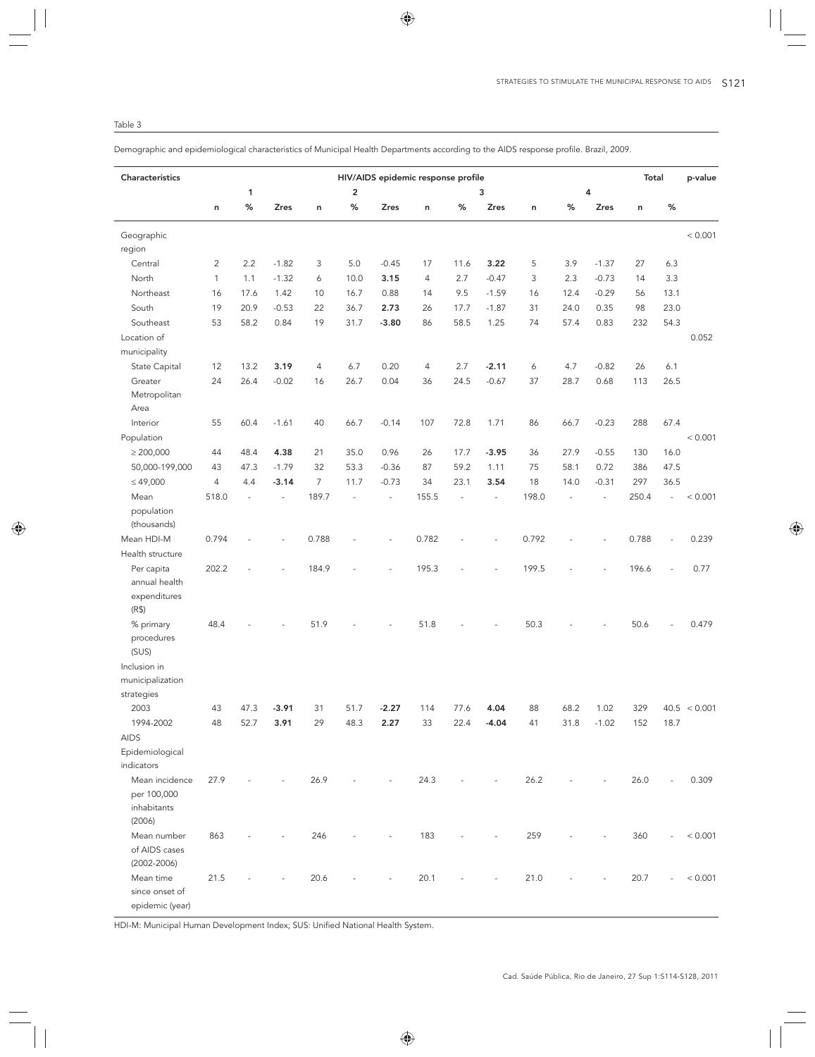Table 3

Demographic and epidemiological characteristics of Municipal Health Departments according to the AIDS response profile. Brazil, 2009.

| Characteristics | HIV/AIDS epidemic response profile | | | | | | | | | | | | Total | | p-value |
|---|---|---|---|---|---|---|---|---|---|---|---|---|---|---|---|
| | 1 | | | 2 | | | 3 | | | 4 | | | | | |
| | n | % | Zres | n | % | Zres | n | % | Zres | n | % | Zres | n | % | |
| Geographic region | | | | | | | | | | | | | | | < 0.001 |
| Central | 2 | 2.2 | -1.82 | 3 | 5.0 | -0.45 | 17 | 11.6 | **3.22** | 5 | 3.9 | -1.37 | 27 | 6.3 | |
| North | 1 | 1.1 | -1.32 | 6 | 10.0 | **3.15** | 4 | 2.7 | -0.47 | 3 | 2.3 | -0.73 | 14 | 3.3 | |
| Northeast | 16 | 17.6 | 1.42 | 10 | 16.7 | 0.88 | 14 | 9.5 | -1.59 | 16 | 12.4 | -0.29 | 56 | 13.1 | |
| South | 19 | 20.9 | -0.53 | 22 | 36.7 | **2.73** | 26 | 17.7 | -1.87 | 31 | 24.0 | 0.35 | 98 | 23.0 | |
| Southeast | 53 | 58.2 | 0.84 | 19 | 31.7 | **-3.80** | 86 | 58.5 | 1.25 | 74 | 57.4 | 0.83 | 232 | 54.3 | |
| Location of municipality | | | | | | | | | | | | | | | 0.052 |
| State Capital | 12 | 13.2 | **3.19** | 4 | 6.7 | 0.20 | 4 | 2.7 | **-2.11** | 6 | 4.7 | -0.82 | 26 | 6.1 | |
| Greater Metropolitan Area | 24 | 26.4 | -0.02 | 16 | 26.7 | 0.04 | 36 | 24.5 | -0.67 | 37 | 28.7 | 0.68 | 113 | 26.5 | |
| Interior | 55 | 60.4 | -1.61 | 40 | 66.7 | -0.14 | 107 | 72.8 | 1.71 | 86 | 66.7 | -0.23 | 288 | 67.4 | |
| Population | | | | | | | | | | | | | | | < 0.001 |
| ≥ 200,000 | 44 | 48.4 | **4.38** | 21 | 35.0 | 0.96 | 26 | 17.7 | **-3.95** | 36 | 27.9 | -0.55 | 130 | 16.0 | |
| 50,000-199,000 | 43 | 47.3 | -1.79 | 32 | 53.3 | -0.36 | 87 | 59.2 | 1.11 | 75 | 58.1 | 0.72 | 386 | 47.5 | |
| ≤ 49,000 | 4 | 4.4 | **-3.14** | 7 | 11.7 | -0.73 | 34 | 23.1 | **3.54** | 18 | 14.0 | -0.31 | 297 | 36.5 | |
| Mean population (thousands) | 518.0 | - | - | 189.7 | - | - | 155.5 | - | - | 198.0 | - | - | 250.4 | - | < 0.001 |
| Mean HDI-M | 0.794 | - | - | 0.788 | - | - | 0.782 | - | - | 0.792 | - | - | 0.788 | - | 0.239 |
| Health structure | | | | | | | | | | | | | | | |
| Per capita annual health expenditures (R$) | 202.2 | - | - | 184.9 | - | - | 195.3 | - | - | 199.5 | - | - | 196.6 | - | 0.77 |
| % primary procedures (SUS) | 48.4 | - | - | 51.9 | - | - | 51.8 | - | - | 50.3 | - | - | 50.6 | - | 0.479 |
| Inclusion in municipalization strategies | | | | | | | | | | | | | | | |
| 2003 | 43 | 47.3 | **-3.91** | 31 | 51.7 | **-2.27** | 114 | 77.6 | **4.04** | 88 | 68.2 | 1.02 | 329 | 40.5 | < 0.001 |
| 1994-2002 | 48 | 52.7 | **3.91** | 29 | 48.3 | **2.27** | 33 | 22.4 | **-4.04** | 41 | 31.8 | -1.02 | 152 | 18.7 | |
| AIDS Epidemiological indicators | | | | | | | | | | | | | | | |
| Mean incidence per 100,000 inhabitants (2006) | 27.9 | - | - | 26.9 | - | - | 24.3 | - | - | 26.2 | - | - | 26.0 | - | 0.309 |
| Mean number of AIDS cases (2002-2006) | 863 | - | - | 246 | - | - | 183 | - | - | 259 | - | - | 360 | - | < 0.001 |
| Mean time since onset of epidemic (year) | 21.5 | - | - | 20.6 | - | - | 20.1 | - | - | 21.0 | - | - | 20.7 | - | < 0.001 |

HDI-M: Municipal Human Development Index; SUS: Unified National Health System.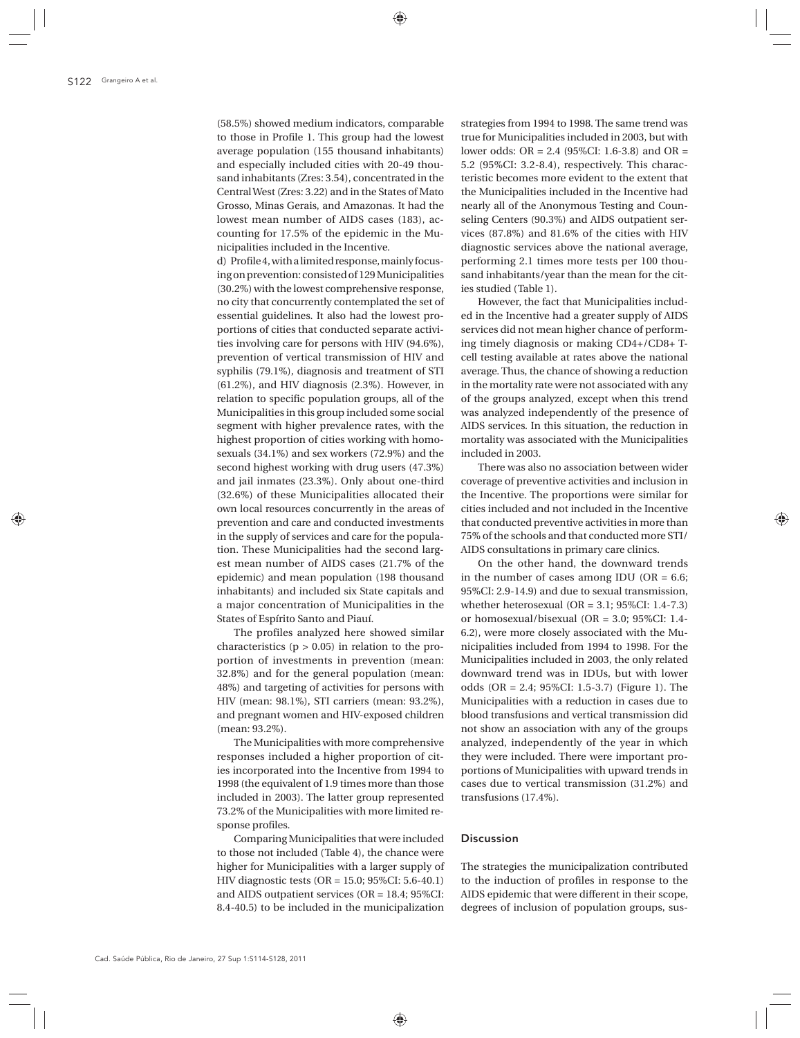(58.5%) showed medium indicators, comparable to those in Profile 1. This group had the lowest average population (155 thousand inhabitants) and especially included cities with 20-49 thousand inhabitants (Zres: 3.54), concentrated in the Central West (Zres: 3.22) and in the States of Mato Grosso, Minas Gerais, and Amazonas. It had the lowest mean number of AIDS cases (183), accounting for 17.5% of the epidemic in the Municipalities included in the Incentive.

d) Profile 4, with a limited response, mainly focusing on prevention: consisted of 129 Municipalities (30.2%) with the lowest comprehensive response, no city that concurrently contemplated the set of essential guidelines. It also had the lowest proportions of cities that conducted separate activities involving care for persons with HIV (94.6%), prevention of vertical transmission of HIV and syphilis (79.1%), diagnosis and treatment of STI (61.2%), and HIV diagnosis (2.3%). However, in relation to specific population groups, all of the Municipalities in this group included some social segment with higher prevalence rates, with the highest proportion of cities working with homosexuals (34.1%) and sex workers (72.9%) and the second highest working with drug users (47.3%) and jail inmates (23.3%). Only about one-third (32.6%) of these Municipalities allocated their own local resources concurrently in the areas of prevention and care and conducted investments in the supply of services and care for the population. These Municipalities had the second largest mean number of AIDS cases (21.7% of the epidemic) and mean population (198 thousand inhabitants) and included six State capitals and a major concentration of Municipalities in the States of Espírito Santo and Piauí.

The profiles analyzed here showed similar characteristics ($p > 0.05$) in relation to the proportion of investments in prevention (mean: 32.8%) and for the general population (mean: 48%) and targeting of activities for persons with HIV (mean: 98.1%), STI carriers (mean: 93.2%), and pregnant women and HIV-exposed children (mean: 93.2%).

The Municipalities with more comprehensive responses included a higher proportion of cities incorporated into the Incentive from 1994 to 1998 (the equivalent of 1.9 times more than those included in 2003). The latter group represented 73.2% of the Municipalities with more limited response profiles.

Comparing Municipalities that were included to those not included (Table 4), the chance were higher for Municipalities with a larger supply of HIV diagnostic tests (OR = 15.0; 95%CI: 5.6-40.1) and AIDS outpatient services (OR = 18.4; 95%CI: 8.4-40.5) to be included in the municipalization strategies from 1994 to 1998. The same trend was true for Municipalities included in 2003, but with lower odds: OR = 2.4 (95%CI: 1.6-3.8) and OR = 5.2 (95%CI: 3.2-8.4), respectively. This characteristic becomes more evident to the extent that the Municipalities included in the Incentive had nearly all of the Anonymous Testing and Counseling Centers (90.3%) and AIDS outpatient services (87.8%) and 81.6% of the cities with HIV diagnostic services above the national average, performing 2.1 times more tests per 100 thousand inhabitants/year than the mean for the cities studied (Table 1).

However, the fact that Municipalities included in the Incentive had a greater supply of AIDS services did not mean higher chance of performing timely diagnosis or making CD4+/CD8+ T-cell testing available at rates above the national average. Thus, the chance of showing a reduction in the mortality rate were not associated with any of the groups analyzed, except when this trend was analyzed independently of the presence of AIDS services. In this situation, the reduction in mortality was associated with the Municipalities included in 2003.

There was also no association between wider coverage of preventive activities and inclusion in the Incentive. The proportions were similar for cities included and not included in the Incentive that conducted preventive activities in more than 75% of the schools and that conducted more STI/AIDS consultations in primary care clinics.

On the other hand, the downward trends in the number of cases among IDU (OR = 6.6; 95%CI: 2.9-14.9) and due to sexual transmission, whether heterosexual (OR = 3.1; 95%CI: 1.4-7.3) or homosexual/bisexual (OR = 3.0; 95%CI: 1.4-6.2), were more closely associated with the Municipalities included from 1994 to 1998. For the Municipalities included in 2003, the only related downward trend was in IDUs, but with lower odds (OR = 2.4; 95%CI: 1.5-3.7) (Figure 1). The Municipalities with a reduction in cases due to blood transfusions and vertical transmission did not show an association with any of the groups analyzed, independently of the year in which they were included. There were important proportions of Municipalities with upward trends in cases due to vertical transmission (31.2%) and transfusions (17.4%).

## Discussion

The strategies the municipalization contributed to the induction of profiles in response to the AIDS epidemic that were different in their scope, degrees of inclusion of population groups, sus-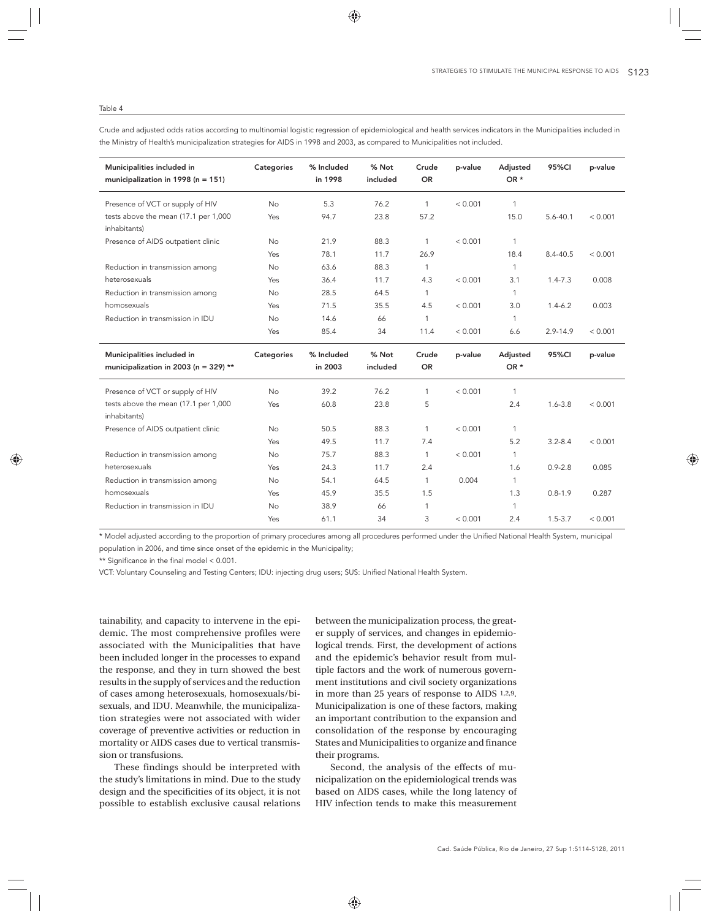Table 4

Crude and adjusted odds ratios according to multinomial logistic regression of epidemiological and health services indicators in the Municipalities included in the Ministry of Health's municipalization strategies for AIDS in 1998 and 2003, as compared to Municipalities not included.

| Municipalities included in municipalization in 1998 (n = 151) | Categories | % Included in 1998 | % Not included | Crude OR | p-value | Adjusted OR * | 95%CI | p-value |
|---|---|---|---|---|---|---|---|---|
| Presence of VCT or supply of HIV tests above the mean (17.1 per 1,000 inhabitants) | No | 5.3 | 76.2 | 1 | < 0.001 | 1 | | |
| | Yes | 94.7 | 23.8 | 57.2 | | 15.0 | 5.6-40.1 | < 0.001 |
| Presence of AIDS outpatient clinic | No | 21.9 | 88.3 | 1 | < 0.001 | 1 | | |
| | Yes | 78.1 | 11.7 | 26.9 | | 18.4 | 8.4-40.5 | < 0.001 |
| Reduction in transmission among heterosexuals | No | 63.6 | 88.3 | 1 | | 1 | | |
| | Yes | 36.4 | 11.7 | 4.3 | < 0.001 | 3.1 | 1.4-7.3 | 0.008 |
| Reduction in transmission among homosexuals | No | 28.5 | 64.5 | 1 | | 1 | | |
| | Yes | 71.5 | 35.5 | 4.5 | < 0.001 | 3.0 | 1.4-6.2 | 0.003 |
| Reduction in transmission in IDU | No | 14.6 | 66 | 1 | | 1 | | |
| | Yes | 85.4 | 34 | 11.4 | < 0.001 | 6.6 | 2.9-14.9 | < 0.001 |
| **Municipalities included in municipalization in 2003 (n = 329) \*\*** | **Categories** | **% Included in 2003** | **% Not included** | **Crude OR** | **p-value** | **Adjusted OR \*** | **95%CI** | **p-value** |
| Presence of VCT or supply of HIV tests above the mean (17.1 per 1,000 inhabitants) | No | 39.2 | 76.2 | 1 | < 0.001 | 1 | | |
| | Yes | 60.8 | 23.8 | 5 | | 2.4 | 1.6-3.8 | < 0.001 |
| Presence of AIDS outpatient clinic | No | 50.5 | 88.3 | 1 | < 0.001 | 1 | | |
| | Yes | 49.5 | 11.7 | 7.4 | | 5.2 | 3.2-8.4 | < 0.001 |
| Reduction in transmission among heterosexuals | No | 75.7 | 88.3 | 1 | < 0.001 | 1 | | |
| | Yes | 24.3 | 11.7 | 2.4 | | 1.6 | 0.9-2.8 | 0.085 |
| Reduction in transmission among homosexuals | No | 54.1 | 64.5 | 1 | 0.004 | 1 | | |
| | Yes | 45.9 | 35.5 | 1.5 | | 1.3 | 0.8-1.9 | 0.287 |
| Reduction in transmission in IDU | No | 38.9 | 66 | 1 | | 1 | | |
| | Yes | 61.1 | 34 | 3 | < 0.001 | 2.4 | 1.5-3.7 | < 0.001 |

\* Model adjusted according to the proportion of primary procedures among all procedures performed under the Unified National Health System, municipal population in 2006, and time since onset of the epidemic in the Municipality;

\*\* Significance in the final model < 0.001.

VCT: Voluntary Counseling and Testing Centers; IDU: injecting drug users; SUS: Unified National Health System.

tainability, and capacity to intervene in the epidemic. The most comprehensive profiles were associated with the Municipalities that have been included longer in the processes to expand the response, and they in turn showed the best results in the supply of services and the reduction of cases among heterosexuals, homosexuals/bisexuals, and IDU. Meanwhile, the municipalization strategies were not associated with wider coverage of preventive activities or reduction in mortality or AIDS cases due to vertical transmission or transfusions.

These findings should be interpreted with the study's limitations in mind. Due to the study design and the specificities of its object, it is not possible to establish exclusive causal relations between the municipalization process, the greater supply of services, and changes in epidemiological trends. First, the development of actions and the epidemic's behavior result from multiple factors and the work of numerous government institutions and civil society organizations in more than 25 years of response to AIDS [1,2,9]. Municipalization is one of these factors, making an important contribution to the expansion and consolidation of the response by encouraging States and Municipalities to organize and finance their programs.

Second, the analysis of the effects of municipalization on the epidemiological trends was based on AIDS cases, while the long latency of HIV infection tends to make this measurement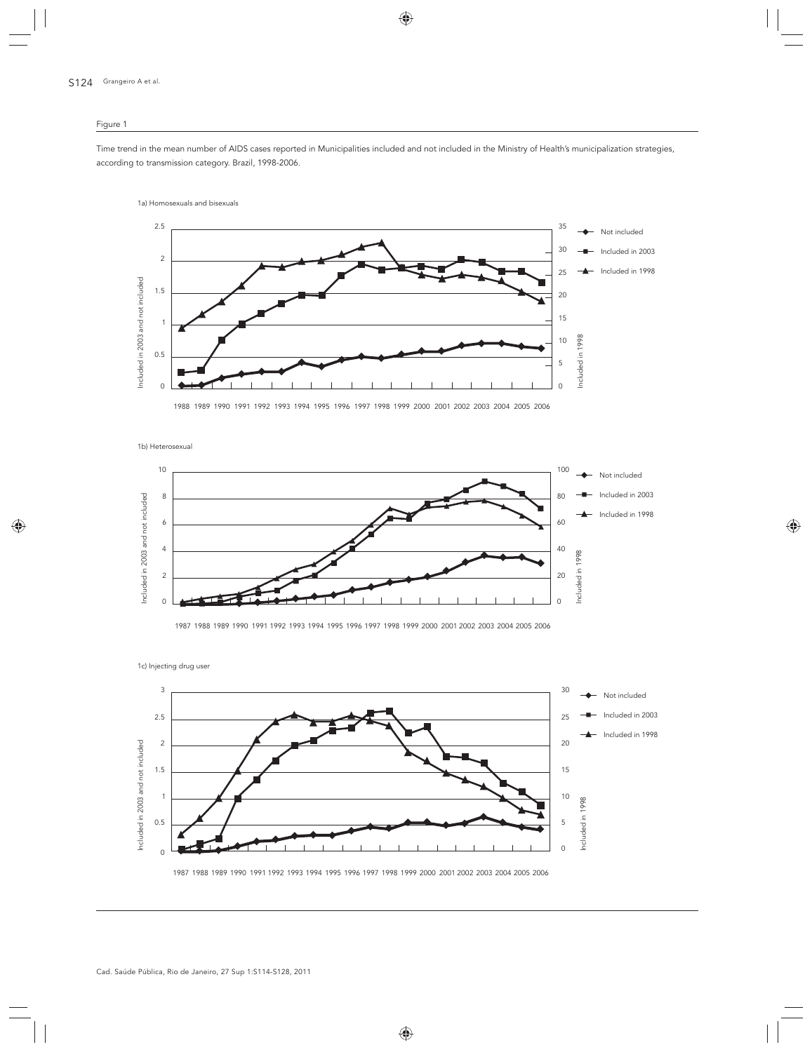Figure 1

Time trend in the mean number of AIDS cases reported in Municipalities included and not included in the Ministry of Health's municipalization strategies, according to transmission category. Brazil, 1998-2006.

1a) Homosexuals and bisexuals

1b) Heterosexual

1c) Injecting drug user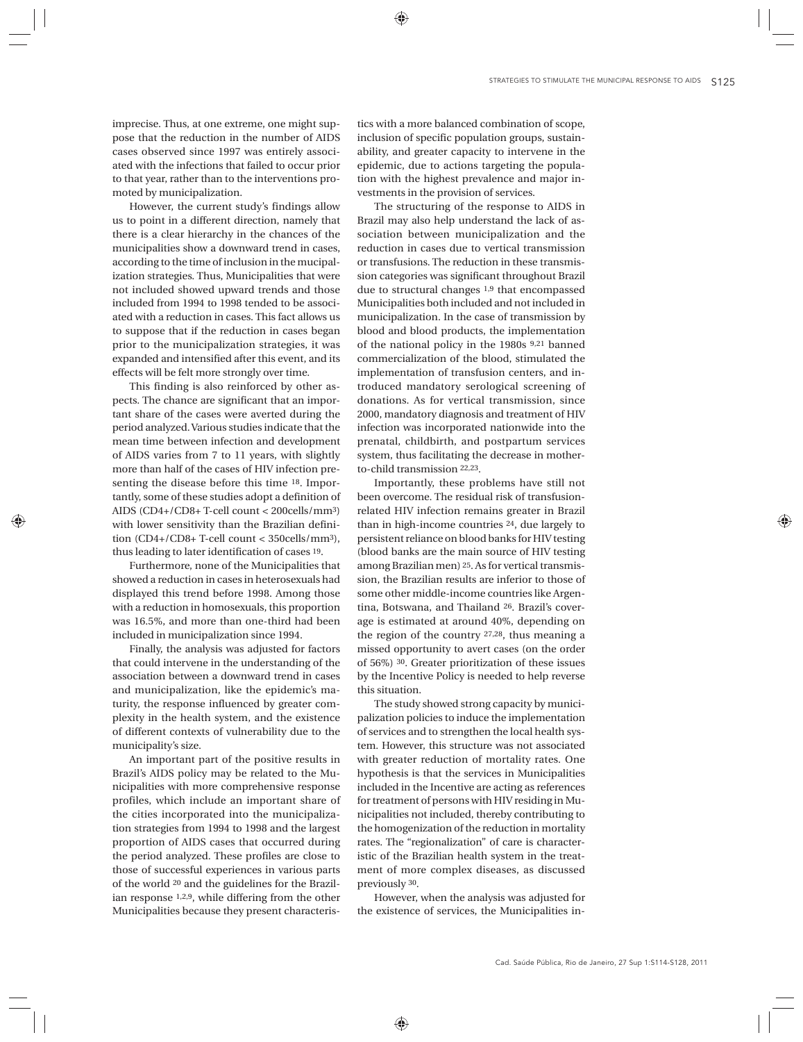imprecise. Thus, at one extreme, one might suppose that the reduction in the number of AIDS cases observed since 1997 was entirely associated with the infections that failed to occur prior to that year, rather than to the interventions promoted by municipalization.

However, the current study's findings allow us to point in a different direction, namely that there is a clear hierarchy in the chances of the municipalities show a downward trend in cases, according to the time of inclusion in the mucipalization strategies. Thus, Municipalities that were not included showed upward trends and those included from 1994 to 1998 tended to be associated with a reduction in cases. This fact allows us to suppose that if the reduction in cases began prior to the municipalization strategies, it was expanded and intensified after this event, and its effects will be felt more strongly over time.

This finding is also reinforced by other aspects. The chance are significant that an important share of the cases were averted during the period analyzed. Various studies indicate that the mean time between infection and development of AIDS varies from 7 to 11 years, with slightly more than half of the cases of HIV infection presenting the disease before this time [18]. Importantly, some of these studies adopt a definition of AIDS (CD4+/CD8+ T-cell count < 200cells/mm$^3$) with lower sensitivity than the Brazilian definition (CD4+/CD8+ T-cell count < 350cells/mm$^3$), thus leading to later identification of cases [19].

Furthermore, none of the Municipalities that showed a reduction in cases in heterosexuals had displayed this trend before 1998. Among those with a reduction in homosexuals, this proportion was 16.5%, and more than one-third had been included in municipalization since 1994.

Finally, the analysis was adjusted for factors that could intervene in the understanding of the association between a downward trend in cases and municipalization, like the epidemic's maturity, the response influenced by greater complexity in the health system, and the existence of different contexts of vulnerability due to the municipality's size.

An important part of the positive results in Brazil's AIDS policy may be related to the Municipalities with more comprehensive response profiles, which include an important share of the cities incorporated into the municipalization strategies from 1994 to 1998 and the largest proportion of AIDS cases that occurred during the period analyzed. These profiles are close to those of successful experiences in various parts of the world [20] and the guidelines for the Brazilian response [1,2,9], while differing from the other Municipalities because they present characteristics with a more balanced combination of scope, inclusion of specific population groups, sustainability, and greater capacity to intervene in the epidemic, due to actions targeting the population with the highest prevalence and major investments in the provision of services.

The structuring of the response to AIDS in Brazil may also help understand the lack of association between municipalization and the reduction in cases due to vertical transmission or transfusions. The reduction in these transmission categories was significant throughout Brazil due to structural changes [1,9] that encompassed Municipalities both included and not included in municipalization. In the case of transmission by blood and blood products, the implementation of the national policy in the 1980s [9,21] banned commercialization of the blood, stimulated the implementation of transfusion centers, and introduced mandatory serological screening of donations. As for vertical transmission, since 2000, mandatory diagnosis and treatment of HIV infection was incorporated nationwide into the prenatal, childbirth, and postpartum services system, thus facilitating the decrease in mother-to-child transmission [22,23].

Importantly, these problems have still not been overcome. The residual risk of transfusion-related HIV infection remains greater in Brazil than in high-income countries [24], due largely to persistent reliance on blood banks for HIV testing (blood banks are the main source of HIV testing among Brazilian men) [25]. As for vertical transmission, the Brazilian results are inferior to those of some other middle-income countries like Argentina, Botswana, and Thailand [26]. Brazil's coverage is estimated at around 40%, depending on the region of the country [27,28], thus meaning a missed opportunity to avert cases (on the order of 56%) [30]. Greater prioritization of these issues by the Incentive Policy is needed to help reverse this situation.

The study showed strong capacity by municipalization policies to induce the implementation of services and to strengthen the local health system. However, this structure was not associated with greater reduction of mortality rates. One hypothesis is that the services in Municipalities included in the Incentive are acting as references for treatment of persons with HIV residing in Municipalities not included, thereby contributing to the homogenization of the reduction in mortality rates. The "regionalization" of care is characteristic of the Brazilian health system in the treatment of more complex diseases, as discussed previously [30].

However, when the analysis was adjusted for the existence of services, the Municipalities in-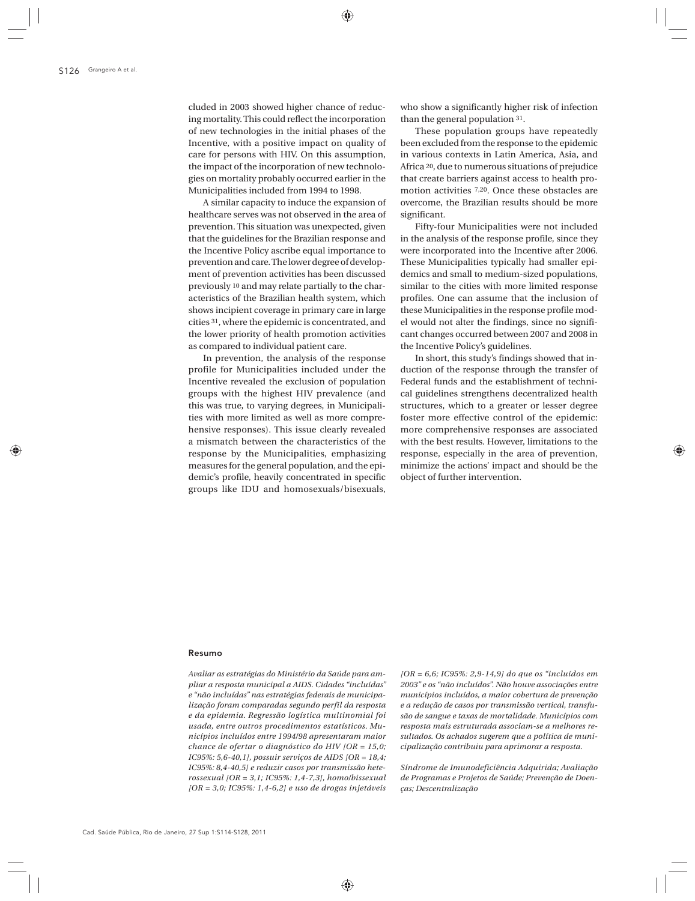cluded in 2003 showed higher chance of reducing mortality. This could reflect the incorporation of new technologies in the initial phases of the Incentive, with a positive impact on quality of care for persons with HIV. On this assumption, the impact of the incorporation of new technologies on mortality probably occurred earlier in the Municipalities included from 1994 to 1998.

A similar capacity to induce the expansion of healthcare serves was not observed in the area of prevention. This situation was unexpected, given that the guidelines for the Brazilian response and the Incentive Policy ascribe equal importance to prevention and care. The lower degree of development of prevention activities has been discussed previously [10] and may relate partially to the characteristics of the Brazilian health system, which shows incipient coverage in primary care in large cities [31], where the epidemic is concentrated, and the lower priority of health promotion activities as compared to individual patient care.

In prevention, the analysis of the response profile for Municipalities included under the Incentive revealed the exclusion of population groups with the highest HIV prevalence (and this was true, to varying degrees, in Municipalities with more limited as well as more comprehensive responses). This issue clearly revealed a mismatch between the characteristics of the response by the Municipalities, emphasizing measures for the general population, and the epidemic's profile, heavily concentrated in specific groups like IDU and homosexuals/bisexuals, who show a significantly higher risk of infection than the general population [31].

These population groups have repeatedly been excluded from the response to the epidemic in various contexts in Latin America, Asia, and Africa [20], due to numerous situations of prejudice that create barriers against access to health promotion activities [7,20]. Once these obstacles are overcome, the Brazilian results should be more significant.

Fifty-four Municipalities were not included in the analysis of the response profile, since they were incorporated into the Incentive after 2006. These Municipalities typically had smaller epidemics and small to medium-sized populations, similar to the cities with more limited response profiles. One can assume that the inclusion of these Municipalities in the response profile model would not alter the findings, since no significant changes occurred between 2007 and 2008 in the Incentive Policy's guidelines.

In short, this study's findings showed that induction of the response through the transfer of Federal funds and the establishment of technical guidelines strengthens decentralized health structures, which to a greater or lesser degree foster more effective control of the epidemic: more comprehensive responses are associated with the best results. However, limitations to the response, especially in the area of prevention, minimize the actions' impact and should be the object of further intervention.

## Resumo

*Avaliar as estratégias do Ministério da Saúde para ampliar a resposta municipal a AIDS. Cidades "incluídas" e "não incluídas" nas estratégias federais de municipalização foram comparadas segundo perfil da resposta e da epidemia. Regressão logística multinomial foi usada, entre outros procedimentos estatísticos. Municípios incluídos entre 1994/98 apresentaram maior chance de ofertar o diagnóstico do HIV [OR = 15,0; IC95%: 5,6-40,1], possuir serviços de AIDS [OR = 18,4; IC95%: 8,4-40,5] e reduzir casos por transmissão heterossexual [OR = 3,1; IC95%: 1,4-7,3], homo/bissexual [OR = 3,0; IC95%: 1,4-6,2] e uso de drogas injetáveis [OR = 6,6; IC95%: 2,9-14,9] do que os "incluídos em 2003" e os "não incluídos". Não houve associações entre municípios incluídos, a maior cobertura de prevenção e a redução de casos por transmissão vertical, transfusão de sangue e taxas de mortalidade. Municípios com resposta mais estruturada associam-se a melhores resultados. Os achados sugerem que a política de municipalização contribuiu para aprimorar a resposta.*

*Síndrome de Imunodeficiência Adquirida; Avaliação de Programas e Projetos de Saúde; Prevenção de Doenças; Descentralização*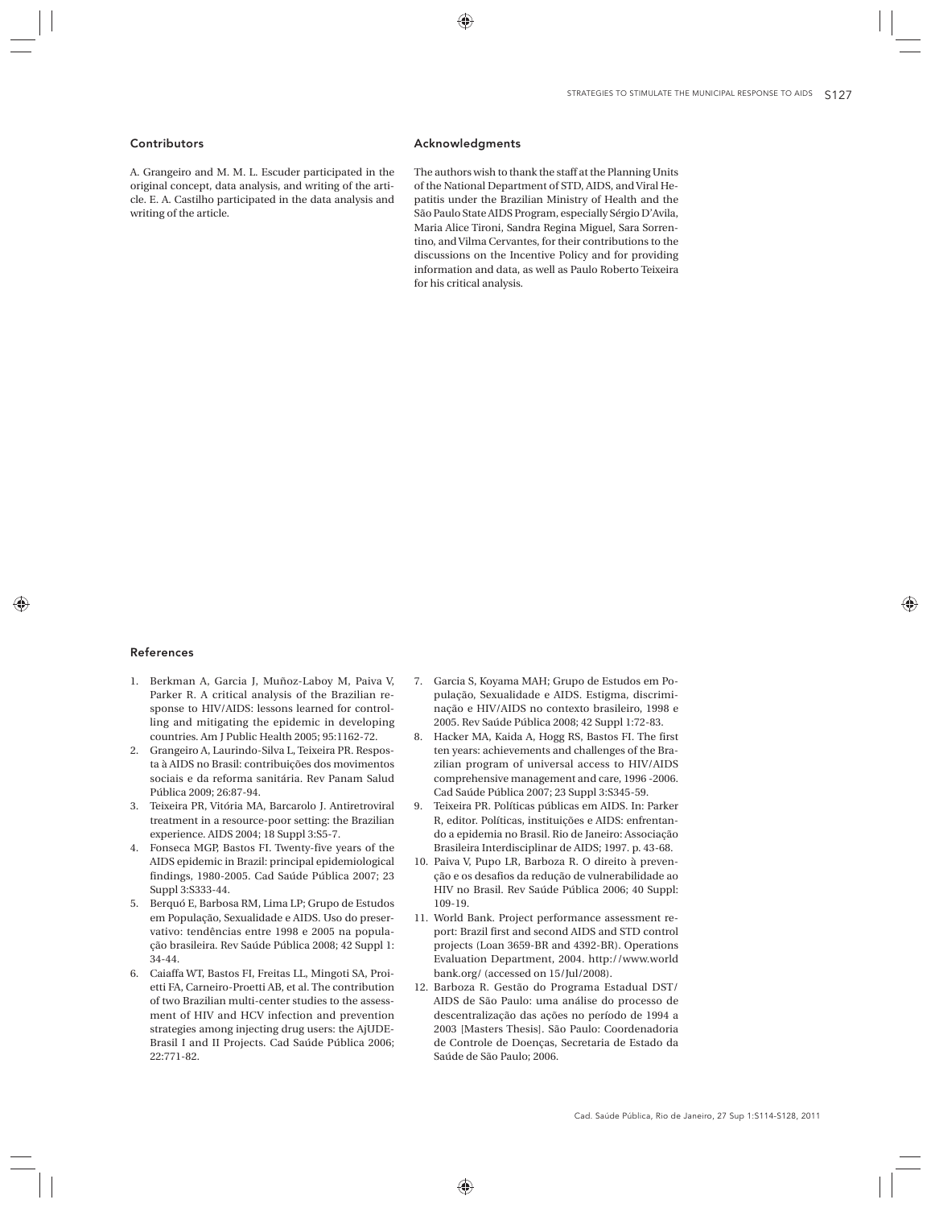## Contributors

A. Grangeiro and M. M. L. Escuder participated in the original concept, data analysis, and writing of the article. E. A. Castilho participated in the data analysis and writing of the article.

## Acknowledgments

The authors wish to thank the staff at the Planning Units of the National Department of STD, AIDS, and Viral Hepatitis under the Brazilian Ministry of Health and the São Paulo State AIDS Program, especially Sérgio D'Avila, Maria Alice Tironi, Sandra Regina Miguel, Sara Sorrentino, and Vilma Cervantes, for their contributions to the discussions on the Incentive Policy and for providing information and data, as well as Paulo Roberto Teixeira for his critical analysis.

## References

1. Berkman A, Garcia J, Muñoz-Laboy M, Paiva V, Parker R. A critical analysis of the Brazilian response to HIV/AIDS: lessons learned for controlling and mitigating the epidemic in developing countries. Am J Public Health 2005; 95:1162-72.
2. Grangeiro A, Laurindo-Silva L, Teixeira PR. Resposta à AIDS no Brasil: contribuições dos movimentos sociais e da reforma sanitária. Rev Panam Salud Pública 2009; 26:87-94.
3. Teixeira PR, Vitória MA, Barcarolo J. Antiretroviral treatment in a resource-poor setting: the Brazilian experience. AIDS 2004; 18 Suppl 3:S5-7.
4. Fonseca MGP, Bastos FI. Twenty-five years of the AIDS epidemic in Brazil: principal epidemiological findings, 1980-2005. Cad Saúde Pública 2007; 23 Suppl 3:S333-44.
5. Berquó E, Barbosa RM, Lima LP; Grupo de Estudos em População, Sexualidade e AIDS. Uso do preservativo: tendências entre 1998 e 2005 na população brasileira. Rev Saúde Pública 2008; 42 Suppl 1: 34-44.
6. Caiaffa WT, Bastos FI, Freitas LL, Mingoti SA, Proietti FA, Carneiro-Proetti AB, et al. The contribution of two Brazilian multi-center studies to the assessment of HIV and HCV infection and prevention strategies among injecting drug users: the AjUDE-Brasil I and II Projects. Cad Saúde Pública 2006; 22:771-82.
7. Garcia S, Koyama MAH; Grupo de Estudos em População, Sexualidade e AIDS. Estigma, discriminação e HIV/AIDS no contexto brasileiro, 1998 e 2005. Rev Saúde Pública 2008; 42 Suppl 1:72-83.
8. Hacker MA, Kaida A, Hogg RS, Bastos FI. The first ten years: achievements and challenges of the Brazilian program of universal access to HIV/AIDS comprehensive management and care, 1996 -2006. Cad Saúde Pública 2007; 23 Suppl 3:S345-59.
9. Teixeira PR. Políticas públicas em AIDS. In: Parker R, editor. Políticas, instituições e AIDS: enfrentando a epidemia no Brasil. Rio de Janeiro: Associação Brasileira Interdisciplinar de AIDS; 1997. p. 43-68.
10. Paiva V, Pupo LR, Barboza R. O direito à prevenção e os desafios da redução de vulnerabilidade ao HIV no Brasil. Rev Saúde Pública 2006; 40 Suppl: 109-19.
11. World Bank. Project performance assessment report: Brazil first and second AIDS and STD control projects (Loan 3659-BR and 4392-BR). Operations Evaluation Department, 2004. http://www.worldbank.org/ (accessed on 15/Jul/2008).
12. Barboza R. Gestão do Programa Estadual DST/AIDS de São Paulo: uma análise do processo de descentralização das ações no período de 1994 a 2003 [Masters Thesis]. São Paulo: Coordenadoria de Controle de Doenças, Secretaria de Estado da Saúde de São Paulo; 2006.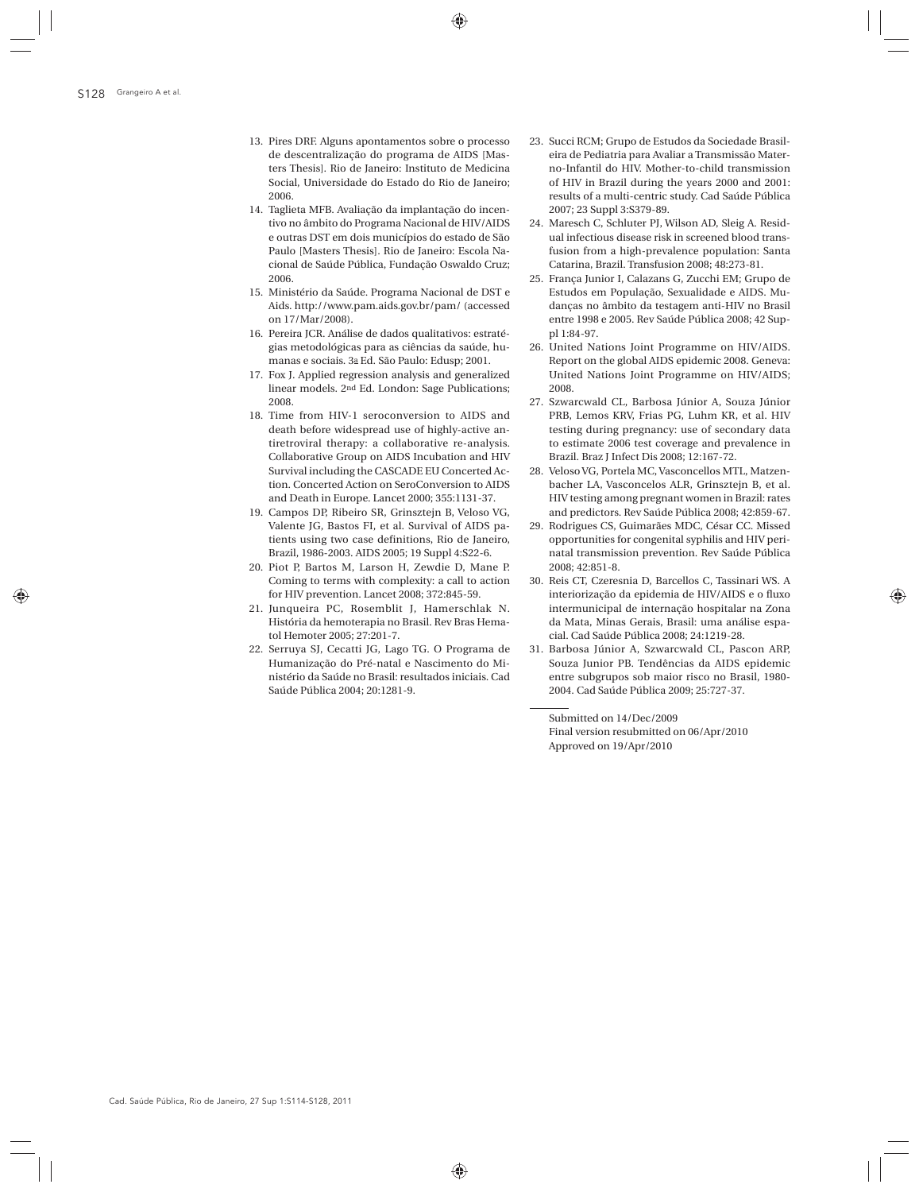13. Pires DRF. Alguns apontamentos sobre o processo de descentralização do programa de AIDS [Masters Thesis]. Rio de Janeiro: Instituto de Medicina Social, Universidade do Estado do Rio de Janeiro; 2006.
14. Taglieta MFB. Avaliação da implantação do incentivo no âmbito do Programa Nacional de HIV/AIDS e outras DST em dois municípios do estado de São Paulo [Masters Thesis]. Rio de Janeiro: Escola Nacional de Saúde Pública, Fundação Oswaldo Cruz; 2006.
15. Ministério da Saúde. Programa Nacional de DST e Aids. http://www.pam.aids.gov.br/pam/ (accessed on 17/Mar/2008).
16. Pereira JCR. Análise de dados qualitativos: estratégias metodológicas para as ciências da saúde, humanas e sociais. 3a Ed. São Paulo: Edusp; 2001.
17. Fox J. Applied regression analysis and generalized linear models. 2nd Ed. London: Sage Publications; 2008.
18. Time from HIV-1 seroconversion to AIDS and death before widespread use of highly-active antiretroviral therapy: a collaborative re-analysis. Collaborative Group on AIDS Incubation and HIV Survival including the CASCADE EU Concerted Action. Concerted Action on SeroConversion to AIDS and Death in Europe. Lancet 2000; 355:1131-37.
19. Campos DP, Ribeiro SR, Grinsztejn B, Veloso VG, Valente JG, Bastos FI, et al. Survival of AIDS patients using two case definitions, Rio de Janeiro, Brazil, 1986-2003. AIDS 2005; 19 Suppl 4:S22-6.
20. Piot P, Bartos M, Larson H, Zewdie D, Mane P. Coming to terms with complexity: a call to action for HIV prevention. Lancet 2008; 372:845-59.
21. Junqueira PC, Rosemblit J, Hamerschlak N. História da hemoterapia no Brasil. Rev Bras Hematol Hemoter 2005; 27:201-7.
22. Serruya SJ, Cecatti JG, Lago TG. O Programa de Humanização do Pré-natal e Nascimento do Ministério da Saúde no Brasil: resultados iniciais. Cad Saúde Pública 2004; 20:1281-9.
23. Succi RCM; Grupo de Estudos da Sociedade Brasileira de Pediatria para Avaliar a Transmissão Materno-Infantil do HIV. Mother-to-child transmission of HIV in Brazil during the years 2000 and 2001: results of a multi-centric study. Cad Saúde Pública 2007; 23 Suppl 3:S379-89.
24. Maresch C, Schluter PJ, Wilson AD, Sleig A. Residual infectious disease risk in screened blood transfusion from a high-prevalence population: Santa Catarina, Brazil. Transfusion 2008; 48:273-81.
25. França Junior I, Calazans G, Zucchi EM; Grupo de Estudos em População, Sexualidade e AIDS. Mudanças no âmbito da testagem anti-HIV no Brasil entre 1998 e 2005. Rev Saúde Pública 2008; 42 Suppl 1:84-97.
26. United Nations Joint Programme on HIV/AIDS. Report on the global AIDS epidemic 2008. Geneva: United Nations Joint Programme on HIV/AIDS; 2008.
27. Szwarcwald CL, Barbosa Júnior A, Souza Júnior PRB, Lemos KRV, Frias PG, Luhm KR, et al. HIV testing during pregnancy: use of secondary data to estimate 2006 test coverage and prevalence in Brazil. Braz J Infect Dis 2008; 12:167-72.
28. Veloso VG, Portela MC, Vasconcellos MTL, Matzenbacher LA, Vasconcelos ALR, Grinsztejn B, et al. HIV testing among pregnant women in Brazil: rates and predictors. Rev Saúde Pública 2008; 42:859-67.
29. Rodrigues CS, Guimarães MDC, César CC. Missed opportunities for congenital syphilis and HIV perinatal transmission prevention. Rev Saúde Pública 2008; 42:851-8.
30. Reis CT, Czeresnia D, Barcellos C, Tassinari WS. A interiorização da epidemia de HIV/AIDS e o fluxo intermunicipal de internação hospitalar na Zona da Mata, Minas Gerais, Brasil: uma análise espacial. Cad Saúde Pública 2008; 24:1219-28.
31. Barbosa Júnior A, Szwarcwald CL, Pascon ARP, Souza Junior PB. Tendências da AIDS epidemic entre subgrupos sob maior risco no Brasil, 1980-2004. Cad Saúde Pública 2009; 25:727-37.

Submitted on 14/Dec/2009
Final version resubmitted on 06/Apr/2010
Approved on 19/Apr/2010